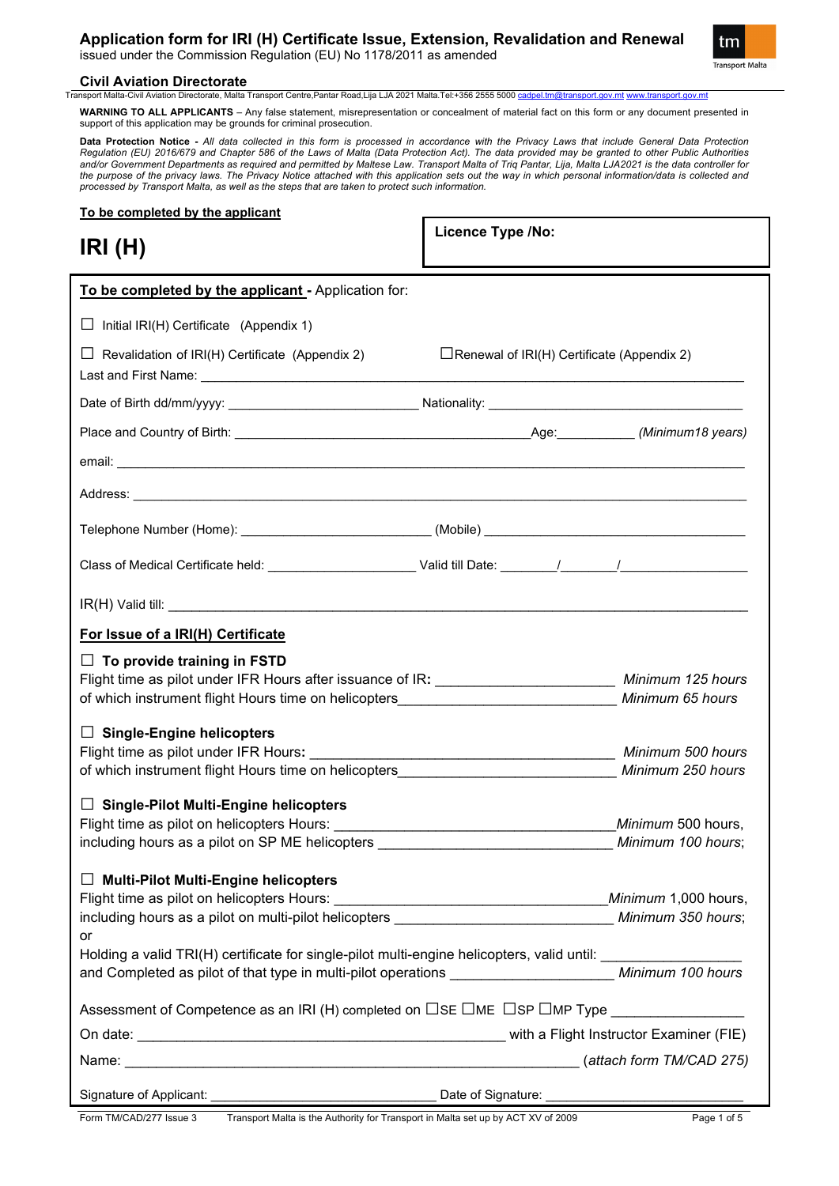# Application form for IRI (H) Certificate Issue, Extension, Revalidation and Renewal

issued under the Commission Regulation (EU) No 1178/2011 as amended

## Civil Aviation Directorate

Transport Malta-Civil Aviation Directorate, Malta Transport Centre,Pantar Road,Lija LJA 2021 Malta.Tel:+356 2555 5000 cadpel.tm@transport.gov.mt www.transport.gov.mt

**WARNING TO ALL APPLICANTS** – Any false statement, misrepresentation or concealment of material fact on this form or any document presented in support of this application may be grounds for criminal prosecution.

**Data Protection Notice -** *All data collected in this form is processed in accordance with the Privacy Laws that include General Data Protection Regulation (EU) 2016/679 and Chapter 586 of the Laws of Malta (Data Protection Act). The data provided may be granted to other Public Authorities and/or Government Departments as required and permitted by Maltese Law. Transport Malta of Triq Pantar, Lija, Malta LJA2021 is the data controller for the purpose of the privacy laws. The Privacy Notice attached with this application sets out the way in which personal information/data is collected and processed by Transport Malta, as well as the steps that are taken to protect such information.*

**To be completed by the applicant**

# IRI (H)

**Licence Type /No:**

**To be completed by the applicant -** Application for:

☐ Initial IRI(H) Certificate (Appendix 1)

☐ Revalidation of IRI(H) Certificate (Appendix 2) ☐Renewal of IRI(H) Certificate (Appendix 2)

Last and First Name: \_\_\_\_\_\_\_\_\_\_\_\_\_\_\_\_\_\_\_\_\_\_\_\_\_\_\_\_\_\_\_\_\_\_\_\_\_\_\_\_\_\_\_\_

Date of Birth dd/mm/yyyy: \_\_\_\_\_\_\_\_\_\_\_\_\_\_\_\_ Nationality: \_\_\_\_\_\_\_\_\_\_\_\_\_\_\_\_\_\_\_\_

Place and Country of Birth: \_\_\_\_\_\_\_\_\_\_\_\_\_\_\_\_\_\_\_\_\_\_\_\_ Age:\_\_\_\_\_\_\_ *(Minimum18 years)*

email: \_\_\_\_\_\_\_\_\_\_\_\_\_\_\_\_\_\_\_\_\_\_\_\_\_\_\_\_\_\_\_\_\_\_\_\_\_\_\_\_\_\_\_\_\_\_\_\_\_\_\_\_

Address: \_\_\_\_\_\_\_\_\_\_\_\_\_\_\_\_\_\_\_\_\_\_\_\_\_\_\_\_\_\_\_\_\_\_\_\_\_\_\_\_\_\_\_\_\_\_\_\_\_\_

Telephone Number (Home): \_\_\_\_\_\_\_\_\_\_\_\_\_\_\_\_ (Mobile) \_\_\_\_\_\_\_\_\_\_\_\_\_\_\_\_\_\_\_\_\_\_

Class of Medical Certificate held: \_\_\_\_\_\_\_\_\_\_\_\_\_ Valid till Date: \_\_\_\_\_/\_\_\_\_\_/\_\_\_\_\_\_\_\_\_\_

IR(H) Valid till: \_\_\_\_\_\_\_\_\_\_\_\_\_\_\_\_\_\_\_\_\_\_\_\_\_\_\_\_\_\_\_\_\_\_\_\_\_\_\_\_\_\_\_\_\_\_\_\_\_\_

**For Issue of a IRI(H) Certificate**

☐ **To provide training in FSTD**

Flight time as pilot under IFR Hours after issuance of IR: \_\_\_\_\_\_\_\_\_\_\_\_\_\_ *Minimum 125 hours*

of which instrument flight Hours time on helicopters\_\_\_\_\_\_\_\_\_\_\_\_\_\_\_\_\_ *Minimum 65 hours*

☐ **Single-Engine helicopters**

Flight time as pilot under IFR Hours: \_\_\_\_\_\_\_\_\_\_\_\_\_\_\_\_\_\_\_\_\_\_\_\_ *Minimum 500 hours*

of which instrument flight Hours time on helicopters\_\_\_\_\_\_\_\_\_\_\_\_\_\_\_\_\_ *Minimum 250 hours*

☐ **Single-Pilot Multi-Engine helicopters**

Flight time as pilot on helicopters Hours: \_\_\_\_\_\_\_\_\_\_\_\_\_\_\_\_\_\_\_\_\_\_ *Minimum* 500 hours,

including hours as a pilot on SP ME helicopters \_\_\_\_\_\_\_\_\_\_\_\_\_\_\_\_\_\_ *Minimum 100 hours*;

☐ **Multi-Pilot Multi-Engine helicopters**

Flight time as pilot on helicopters Hours: \_\_\_\_\_\_\_\_\_\_\_\_\_\_\_\_\_\_\_\_\_\_ *Minimum* 1,000 hours,

including hours as a pilot on multi-pilot helicopters \_\_\_\_\_\_\_\_\_\_\_\_\_\_\_\_\_ *Minimum 350 hours*;

or

Holding a valid TRI(H) certificate for single-pilot multi-engine helicopters, valid until: \_\_\_\_\_\_\_\_\_\_\_

and Completed as pilot of that type in multi-pilot operations \_\_\_\_\_\_\_\_\_\_\_\_\_ *Minimum 100 hours*

Assessment of Competence as an IRI (H) completed on ☐SE ☐ME ☐SP ☐MP Type \_\_\_\_\_\_\_\_\_\_

On date: \_\_\_\_\_\_\_\_\_\_\_\_\_\_\_\_\_\_\_\_\_\_\_\_\_\_\_\_\_\_ with a Flight Instructor Examiner (FIE)

Name: \_\_\_\_\_\_\_\_\_\_\_\_\_\_\_\_\_\_\_\_\_\_\_\_\_\_\_\_\_\_\_\_\_\_\_\_\_\_\_ *(attach form TM/CAD 275)*

Signature of Applicant: \_\_\_\_\_\_\_\_\_\_\_\_\_\_\_\_\_\_\_\_ Date of Signature: \_\_\_\_\_\_\_\_\_\_\_\_\_\_\_\_\_

Form TM/CAD/277 Issue 3 Transport Malta is the Authority for Transport in Malta set up by ACT XV of 2009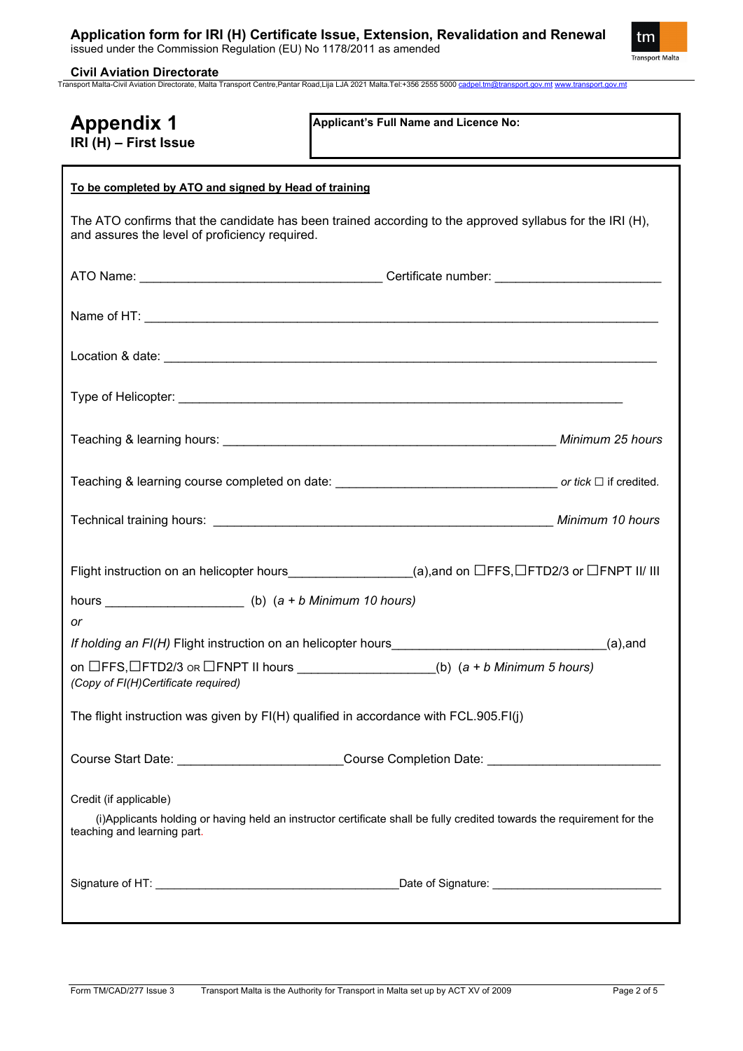# Appendix 1

**IRI (H) – First Issue**

**Applicant's Full Name and Licence No:**

**To be completed by ATO and signed by Head of training**

The ATO confirms that the candidate has been trained according to the approved syllabus for the IRI (H), and assures the level of proficiency required.

ATO Name: ___________________________________ Certificate number: _______________________

Name of HT: ___________________________________________________________________________

Location & date: ________________________________________________________________________

Type of Helicopter: _____________________________________________________________________

Teaching & learning hours: _______________________________________________ *Minimum 25 hours*

Teaching & learning course completed on date: ________________________________ *or tick* ☐ if credited.

Technical training hours: __________________________________________________ *Minimum 10 hours*

Flight instruction on an helicopter hours_________________(a),and on ☐FFS,☐FTD2/3 or ☐FNPT II/ III hours ___________________ (b) (*a + b Minimum 10 hours)*

*or*

*If holding an FI(H)* Flight instruction on an helicopter hours______________________________(a),and on ☐FFS,☐FTD2/3 OR ☐FNPT II hours ___________________(b) (*a + b Minimum 5 hours)*

*(Copy of FI(H)Certificate required)*

The flight instruction was given by FI(H) qualified in accordance with FCL.905.FI(j)

Course Start Date: _______________________Course Completion Date: ________________________

Credit (if applicable)

(i)Applicants holding or having held an instructor certificate shall be fully credited towards the requirement for the teaching and learning part.

Signature of HT: ____________________________________Date of Signature: ________________________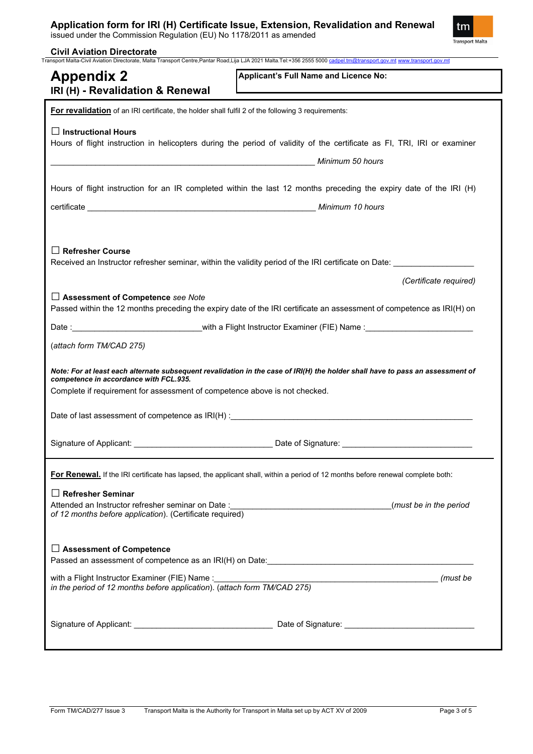# Application form for IRI (H) Certificate Issue, Extension, Revalidation and Renewal

issued under the Commission Regulation (EU) No 1178/2011 as amended

**Civil Aviation Directorate**

Transport Malta-Civil Aviation Directorate, Malta Transport Centre,Pantar Road,Lija LJA 2021 Malta.Tel:+356 2555 5000 cadpel.tm@transport.gov.mt www.transport.gov.mt

## Appendix 2

### IRI (H) - Revalidation & Renewal

**Applicant's Full Name and Licence No:**

**For revalidation** of an IRI certificate, the holder shall fulfil 2 of the following 3 requirements:

☐ **Instructional Hours**

Hours of flight instruction in helicopters during the period of validity of the certificate as FI, TRI, IRI or examiner

____________________________________________ *Minimum 50 hours*

Hours of flight instruction for an IR completed within the last 12 months preceding the expiry date of the IRI (H) certificate ____________________________________________ *Minimum 10 hours*

☐ **Refresher Course**

Received an Instructor refresher seminar, within the validity period of the IRI certificate on Date: _______________

*(Certificate required)*

☐ **Assessment of Competence** *see Note*

Passed within the 12 months preceding the expiry date of the IRI certificate an assessment of competence as IRI(H) on

Date :__________________________with a Flight Instructor Examiner (FIE) Name :_____________________

(*attach form TM/CAD 275)*

***Note: For at least each alternate subsequent revalidation in the case of IRI(H) the holder shall have to pass an assessment of competence in accordance with FCL.935.***

Complete if requirement for assessment of competence above is not checked.

Date of last assessment of competence as IRI(H) :____________________________________________

Signature of Applicant: ____________________________ Date of Signature: ____________________________

**For Renewal.** If the IRI certificate has lapsed, the applicant shall, within a period of 12 months before renewal complete both:

☐ **Refresher Seminar**

Attended an Instructor refresher seminar on Date :______________________________(*must be in the period of 12 months before application*). (Certificate required)

☐ **Assessment of Competence**

Passed an assessment of competence as an IRI(H) on Date:____________________________________________

with a Flight Instructor Examiner (FIE) Name :____________________________________________ *(must be in the period of 12 months before application*). (*attach form TM/CAD 275)*

Signature of Applicant: ____________________________ Date of Signature: ____________________________

Form TM/CAD/277 Issue 3 Transport Malta is the Authority for Transport in Malta set up by ACT XV of 2009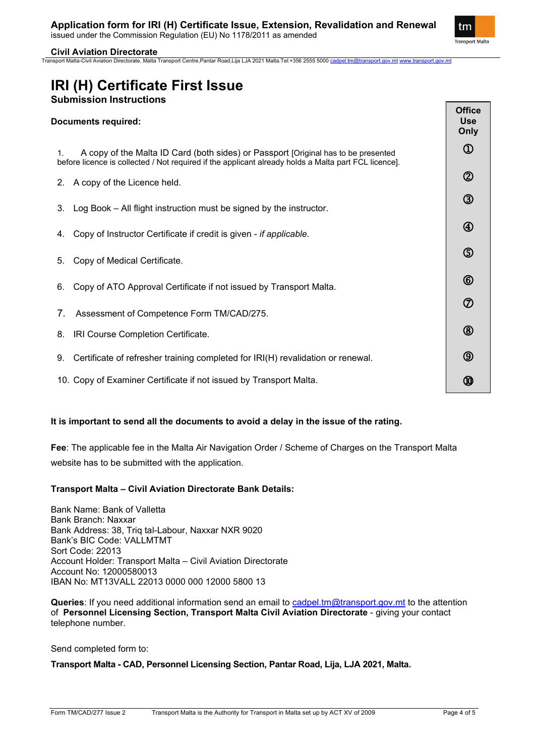# IRI (H) Certificate First Issue

## Submission Instructions

| Documents required: | Office Use Only |
|---|---|
| 1. A copy of the Malta ID Card (both sides) or Passport [Original has to be presented before licence is collected / Not required if the applicant already holds a Malta part FCL licence]. | ① |
| 2. A copy of the Licence held. | ② |
| 3. Log Book – All flight instruction must be signed by the instructor. | ③ |
| 4. Copy of Instructor Certificate if credit is given - *if applicable*. | ④ |
| 5. Copy of Medical Certificate. | ⑤ |
| 6. Copy of ATO Approval Certificate if not issued by Transport Malta. | ⑥ |
| 7. Assessment of Competence Form TM/CAD/275. | ⑦ |
| 8. IRI Course Completion Certificate. | ⑧ |
| 9. Certificate of refresher training completed for IRI(H) revalidation or renewal. | ⑨ |
| 10. Copy of Examiner Certificate if not issued by Transport Malta. | ⑩ |

**It is important to send all the documents to avoid a delay in the issue of the rating.**

**Fee**: The applicable fee in the Malta Air Navigation Order / Scheme of Charges on the Transport Malta website has to be submitted with the application.

**Transport Malta – Civil Aviation Directorate Bank Details:**

Bank Name: Bank of Valletta
Bank Branch: Naxxar
Bank Address: 38, Triq tal-Labour, Naxxar NXR 9020
Bank's BIC Code: VALLMTMT
Sort Code: 22013
Account Holder: Transport Malta – Civil Aviation Directorate
Account No: 12000580013
IBAN No: MT13VALL 22013 0000 000 12000 5800 13

**Queries**: If you need additional information send an email to cadpel.tm@transport.gov.mt to the attention of **Personnel Licensing Section, Transport Malta Civil Aviation Directorate** - giving your contact telephone number.

Send completed form to:

**Transport Malta - CAD, Personnel Licensing Section, Pantar Road, Lija, LJA 2021, Malta.**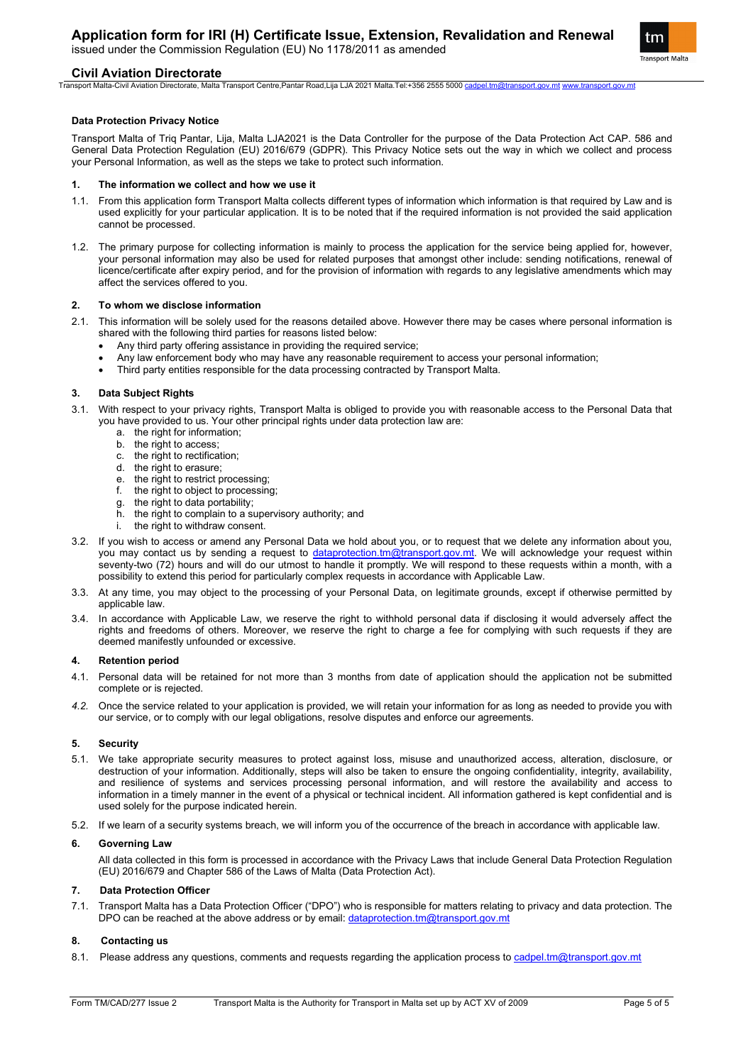## Data Protection Privacy Notice

Transport Malta of Triq Pantar, Lija, Malta LJA2021 is the Data Controller for the purpose of the Data Protection Act CAP. 586 and General Data Protection Regulation (EU) 2016/679 (GDPR). This Privacy Notice sets out the way in which we collect and process your Personal Information, as well as the steps we take to protect such information.

### 1. The information we collect and how we use it

1.1. From this application form Transport Malta collects different types of information which information is that required by Law and is used explicitly for your particular application. It is to be noted that if the required information is not provided the said application cannot be processed.

1.2. The primary purpose for collecting information is mainly to process the application for the service being applied for, however, your personal information may also be used for related purposes that amongst other include: sending notifications, renewal of licence/certificate after expiry period, and for the provision of information with regards to any legislative amendments which may affect the services offered to you.

### 2. To whom we disclose information

2.1. This information will be solely used for the reasons detailed above. However there may be cases where personal information is shared with the following third parties for reasons listed below:

- Any third party offering assistance in providing the required service;
- Any law enforcement body who may have any reasonable requirement to access your personal information;
- Third party entities responsible for the data processing contracted by Transport Malta.

### 3. Data Subject Rights

3.1. With respect to your privacy rights, Transport Malta is obliged to provide you with reasonable access to the Personal Data that you have provided to us. Your other principal rights under data protection law are:

a. the right for information;
b. the right to access;
c. the right to rectification;
d. the right to erasure;
e. the right to restrict processing;
f. the right to object to processing;
g. the right to data portability;
h. the right to complain to a supervisory authority; and
i. the right to withdraw consent.

3.2. If you wish to access or amend any Personal Data we hold about you, or to request that we delete any information about you, you may contact us by sending a request to dataprotection.tm@transport.gov.mt. We will acknowledge your request within seventy-two (72) hours and will do our utmost to handle it promptly. We will respond to these requests within a month, with a possibility to extend this period for particularly complex requests in accordance with Applicable Law.

3.3. At any time, you may object to the processing of your Personal Data, on legitimate grounds, except if otherwise permitted by applicable law.

3.4. In accordance with Applicable Law, we reserve the right to withhold personal data if disclosing it would adversely affect the rights and freedoms of others. Moreover, we reserve the right to charge a fee for complying with such requests if they are deemed manifestly unfounded or excessive.

### 4. Retention period

4.1. Personal data will be retained for not more than 3 months from date of application should the application not be submitted complete or is rejected.

*4.2.* Once the service related to your application is provided, we will retain your information for as long as needed to provide you with our service, or to comply with our legal obligations, resolve disputes and enforce our agreements.

### 5. Security

5.1. We take appropriate security measures to protect against loss, misuse and unauthorized access, alteration, disclosure, or destruction of your information. Additionally, steps will also be taken to ensure the ongoing confidentiality, integrity, availability, and resilience of systems and services processing personal information, and will restore the availability and access to information in a timely manner in the event of a physical or technical incident. All information gathered is kept confidential and is used solely for the purpose indicated herein.

5.2. If we learn of a security systems breach, we will inform you of the occurrence of the breach in accordance with applicable law.

### 6. Governing Law

All data collected in this form is processed in accordance with the Privacy Laws that include General Data Protection Regulation (EU) 2016/679 and Chapter 586 of the Laws of Malta (Data Protection Act).

### 7. Data Protection Officer

7.1. Transport Malta has a Data Protection Officer ("DPO") who is responsible for matters relating to privacy and data protection. The DPO can be reached at the above address or by email: dataprotection.tm@transport.gov.mt

### 8. Contacting us

8.1. Please address any questions, comments and requests regarding the application process to cadpel.tm@transport.gov.mt